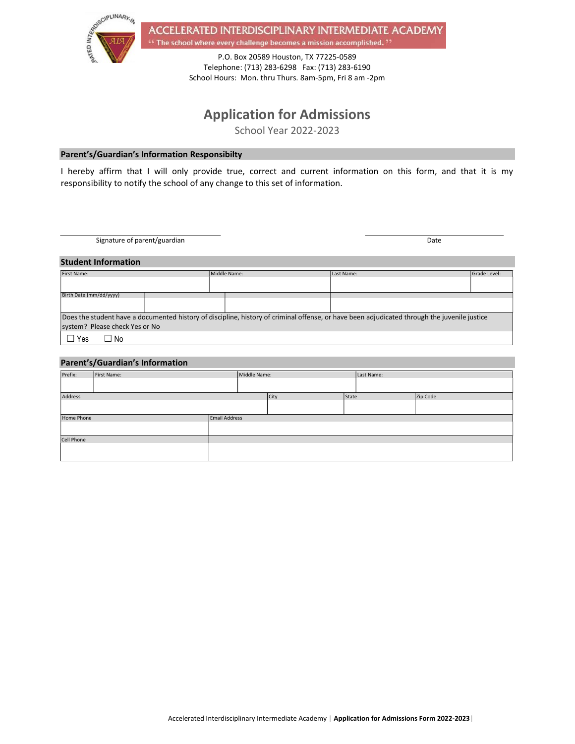# ACCELERATED INTERDISCIPLINARY INTERMEDIATE ACADEMY

" The school where every challenge becomes a mission accomplished. "

P.O. Box 20589 Houston, TX 77225-0589
Telephone: (713) 283-6298 Fax: (713) 283-6190
School Hours: Mon. thru Thurs. 8am-5pm, Fri 8 am -2pm

## Application for Admissions

School Year 2022-2023

### Parent's/Guardian's Information Responsibilty

I hereby affirm that I will only provide true, correct and current information on this form, and that it is my responsibility to notify the school of any change to this set of information.

Signature of parent/guardian ____________________ Date ____________________

### Student Information

| First Name: | Middle Name: | Last Name: | Grade Level: |
|---|---|---|---|
| | | | |

| Birth Date (mm/dd/yyyy) | | | |
|---|---|---|---|
| | | | |

Does the student have a documented history of discipline, history of criminal offense, or have been adjudicated through the juvenile justice system? Please check Yes or No

☐ Yes ☐ No

### Parent's/Guardian's Information

| Prefix: | First Name: | Middle Name: | Last Name: |
|---|---|---|---|
| | | | |

| Address | City | State | Zip Code |
|---|---|---|---|
| | | | |

| Home Phone | Email Address |
|---|---|
| | |
| **Cell Phone** | |
| | |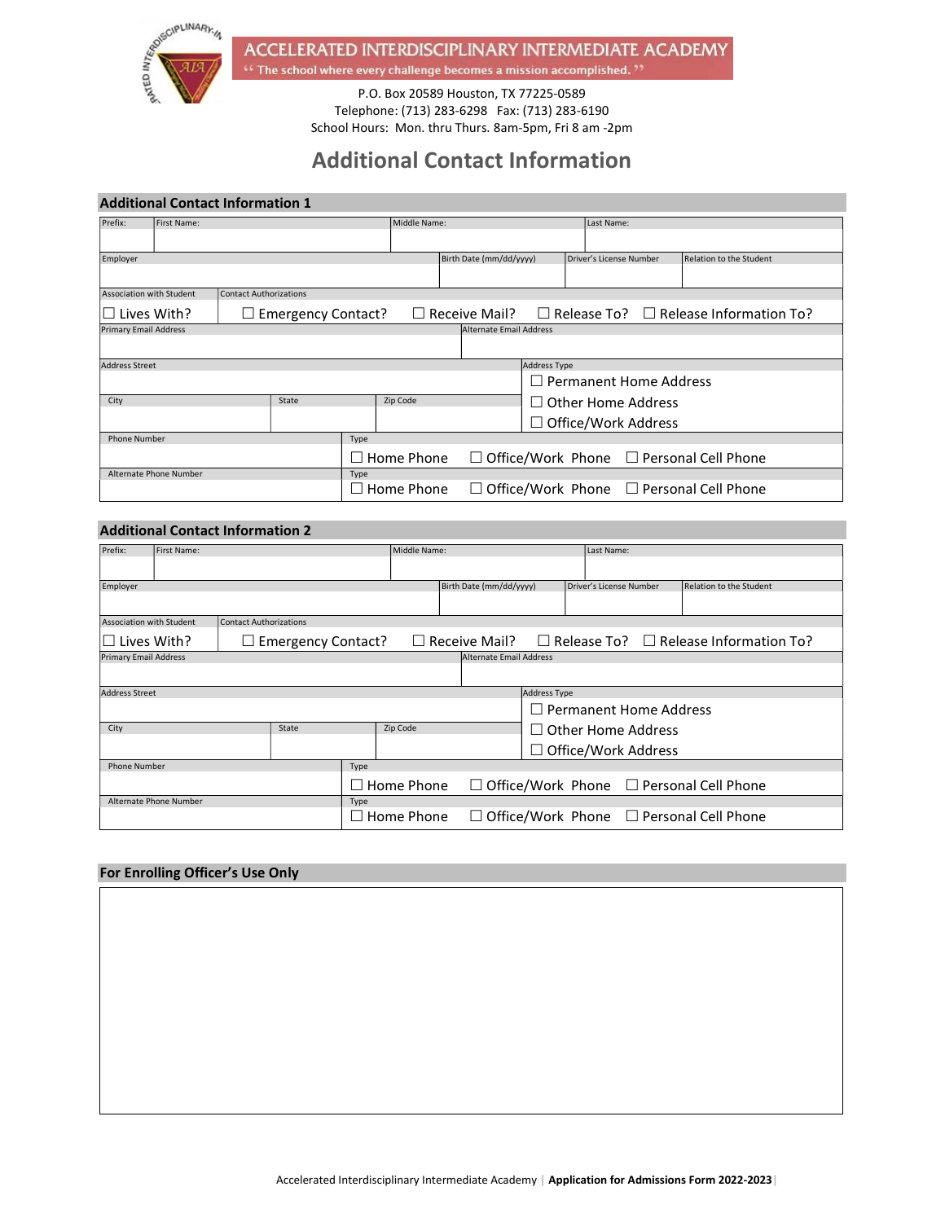ACCELERATED INTERDISCIPLINARY INTERMEDIATE ACADEMY

" The school where every challenge becomes a mission accomplished. "

P.O. Box 20589 Houston, TX 77225-0589
Telephone: (713) 283-6298 Fax: (713) 283-6190
School Hours: Mon. thru Thurs. 8am-5pm, Fri 8 am -2pm

# Additional Contact Information

## Additional Contact Information 1

| Prefix: | First Name: | Middle Name: | Last Name: |
|---|---|---|---|
| | | | |

| Employer | Birth Date (mm/dd/yyyy) | Driver's License Number | Relation to the Student |
|---|---|---|---|
| | | | |

| Association with Student | Contact Authorizations |
|---|---|
| ☐ Lives With? | ☐ Emergency Contact? ☐ Receive Mail? ☐ Release To? ☐ Release Information To? |

| Primary Email Address | Alternate Email Address |
|---|---|
| | |

| Address Street | | | Address Type |
|---|---|---|---|
| | | | ☐ Permanent Home Address |
| City | State | Zip Code | ☐ Other Home Address |
| | | | ☐ Office/Work Address |

| Phone Number | Type |
|---|---|
| | ☐ Home Phone ☐ Office/Work Phone ☐ Personal Cell Phone |
| Alternate Phone Number | Type |
| | ☐ Home Phone ☐ Office/Work Phone ☐ Personal Cell Phone |

## Additional Contact Information 2

| Prefix: | First Name: | Middle Name: | Last Name: |
|---|---|---|---|
| | | | |

| Employer | Birth Date (mm/dd/yyyy) | Driver's License Number | Relation to the Student |
|---|---|---|---|
| | | | |

| Association with Student | Contact Authorizations |
|---|---|
| ☐ Lives With? | ☐ Emergency Contact? ☐ Receive Mail? ☐ Release To? ☐ Release Information To? |

| Primary Email Address | Alternate Email Address |
|---|---|
| | |

| Address Street | | | Address Type |
|---|---|---|---|
| | | | ☐ Permanent Home Address |
| City | State | Zip Code | ☐ Other Home Address |
| | | | ☐ Office/Work Address |

| Phone Number | Type |
|---|---|
| | ☐ Home Phone ☐ Office/Work Phone ☐ Personal Cell Phone |
| Alternate Phone Number | Type |
| | ☐ Home Phone ☐ Office/Work Phone ☐ Personal Cell Phone |

## For Enrolling Officer's Use Only